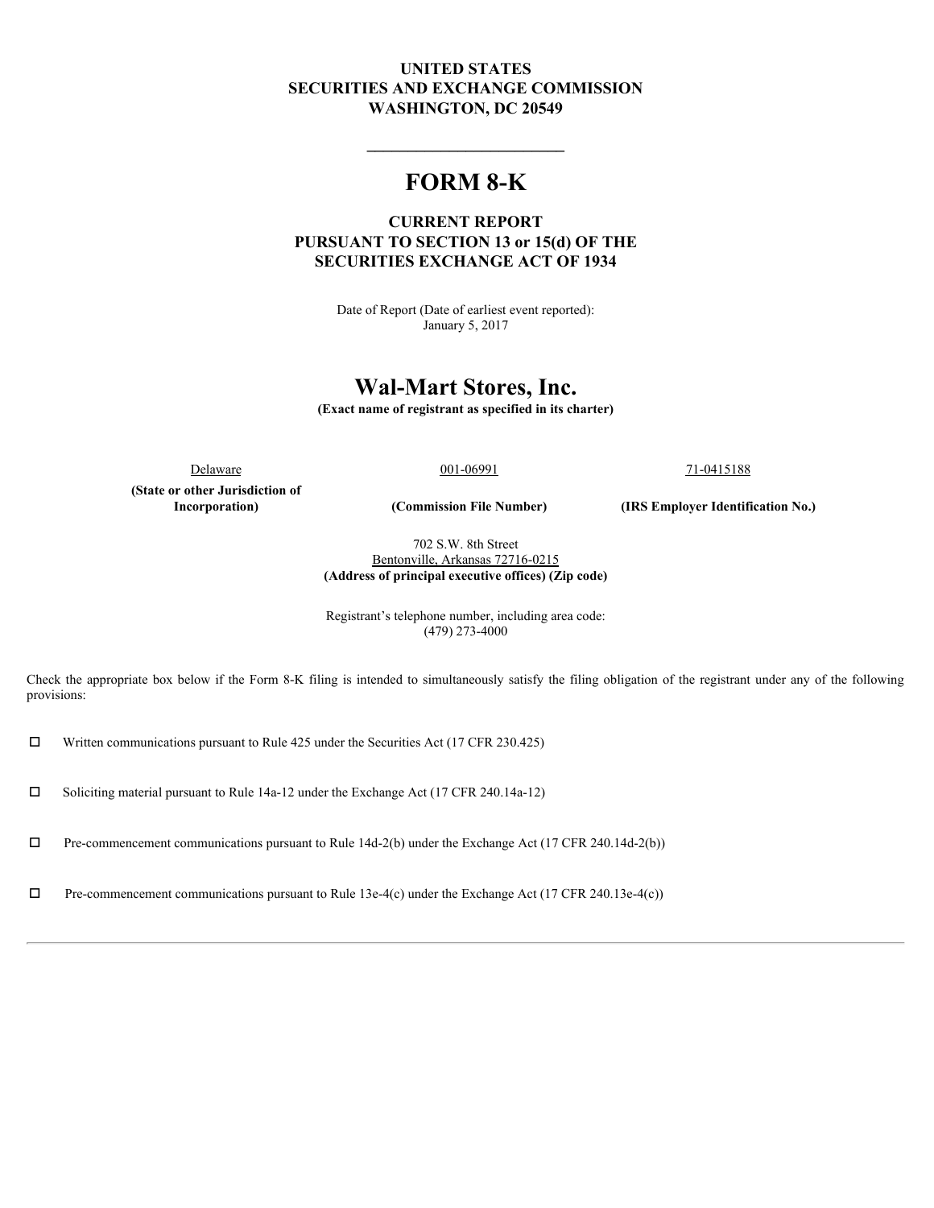**UNITED STATES**
**SECURITIES AND EXCHANGE COMMISSION**
**WASHINGTON, DC 20549**

---

# FORM 8-K

**CURRENT REPORT**
**PURSUANT TO SECTION 13 or 15(d) OF THE**
**SECURITIES EXCHANGE ACT OF 1934**

Date of Report (Date of earliest event reported):
January 5, 2017

# Wal-Mart Stores, Inc.

**(Exact name of registrant as specified in its charter)**

| Delaware | 001-06991 | 71-0415188 |
|---|---|---|
| **(State or other Jurisdiction of Incorporation)** | **(Commission File Number)** | **(IRS Employer Identification No.)** |

702 S.W. 8th Street
Bentonville, Arkansas 72716-0215
**(Address of principal executive offices) (Zip code)**

Registrant's telephone number, including area code:
(479) 273-4000

Check the appropriate box below if the Form 8-K filing is intended to simultaneously satisfy the filing obligation of the registrant under any of the following provisions:

☐ Written communications pursuant to Rule 425 under the Securities Act (17 CFR 230.425)

☐ Soliciting material pursuant to Rule 14a-12 under the Exchange Act (17 CFR 240.14a-12)

☐ Pre-commencement communications pursuant to Rule 14d-2(b) under the Exchange Act (17 CFR 240.14d-2(b))

☐ Pre-commencement communications pursuant to Rule 13e-4(c) under the Exchange Act (17 CFR 240.13e-4(c))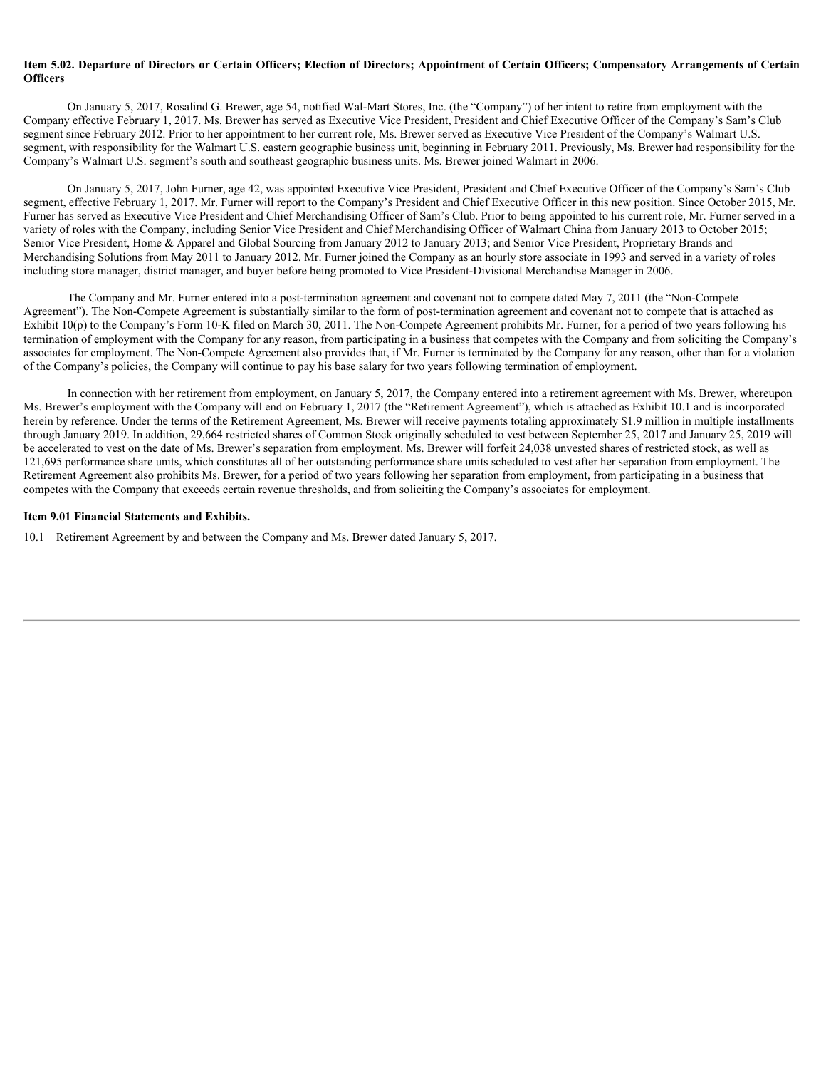**Item 5.02. Departure of Directors or Certain Officers; Election of Directors; Appointment of Certain Officers; Compensatory Arrangements of Certain Officers**

On January 5, 2017, Rosalind G. Brewer, age 54, notified Wal-Mart Stores, Inc. (the "Company") of her intent to retire from employment with the Company effective February 1, 2017. Ms. Brewer has served as Executive Vice President, President and Chief Executive Officer of the Company's Sam's Club segment since February 2012. Prior to her appointment to her current role, Ms. Brewer served as Executive Vice President of the Company's Walmart U.S. segment, with responsibility for the Walmart U.S. eastern geographic business unit, beginning in February 2011. Previously, Ms. Brewer had responsibility for the Company's Walmart U.S. segment's south and southeast geographic business units. Ms. Brewer joined Walmart in 2006.

On January 5, 2017, John Furner, age 42, was appointed Executive Vice President, President and Chief Executive Officer of the Company's Sam's Club segment, effective February 1, 2017. Mr. Furner will report to the Company's President and Chief Executive Officer in this new position. Since October 2015, Mr. Furner has served as Executive Vice President and Chief Merchandising Officer of Sam's Club. Prior to being appointed to his current role, Mr. Furner served in a variety of roles with the Company, including Senior Vice President and Chief Merchandising Officer of Walmart China from January 2013 to October 2015; Senior Vice President, Home & Apparel and Global Sourcing from January 2012 to January 2013; and Senior Vice President, Proprietary Brands and Merchandising Solutions from May 2011 to January 2012. Mr. Furner joined the Company as an hourly store associate in 1993 and served in a variety of roles including store manager, district manager, and buyer before being promoted to Vice President-Divisional Merchandise Manager in 2006.

The Company and Mr. Furner entered into a post-termination agreement and covenant not to compete dated May 7, 2011 (the "Non-Compete Agreement"). The Non-Compete Agreement is substantially similar to the form of post-termination agreement and covenant not to compete that is attached as Exhibit 10(p) to the Company's Form 10-K filed on March 30, 2011. The Non-Compete Agreement prohibits Mr. Furner, for a period of two years following his termination of employment with the Company for any reason, from participating in a business that competes with the Company and from soliciting the Company's associates for employment. The Non-Compete Agreement also provides that, if Mr. Furner is terminated by the Company for any reason, other than for a violation of the Company's policies, the Company will continue to pay his base salary for two years following termination of employment.

In connection with her retirement from employment, on January 5, 2017, the Company entered into a retirement agreement with Ms. Brewer, whereupon Ms. Brewer's employment with the Company will end on February 1, 2017 (the "Retirement Agreement"), which is attached as Exhibit 10.1 and is incorporated herein by reference. Under the terms of the Retirement Agreement, Ms. Brewer will receive payments totaling approximately $1.9 million in multiple installments through January 2019. In addition, 29,664 restricted shares of Common Stock originally scheduled to vest between September 25, 2017 and January 25, 2019 will be accelerated to vest on the date of Ms. Brewer's separation from employment. Ms. Brewer will forfeit 24,038 unvested shares of restricted stock, as well as 121,695 performance share units, which constitutes all of her outstanding performance share units scheduled to vest after her separation from employment. The Retirement Agreement also prohibits Ms. Brewer, for a period of two years following her separation from employment, from participating in a business that competes with the Company that exceeds certain revenue thresholds, and from soliciting the Company's associates for employment.

**Item 9.01 Financial Statements and Exhibits.**

10.1 Retirement Agreement by and between the Company and Ms. Brewer dated January 5, 2017.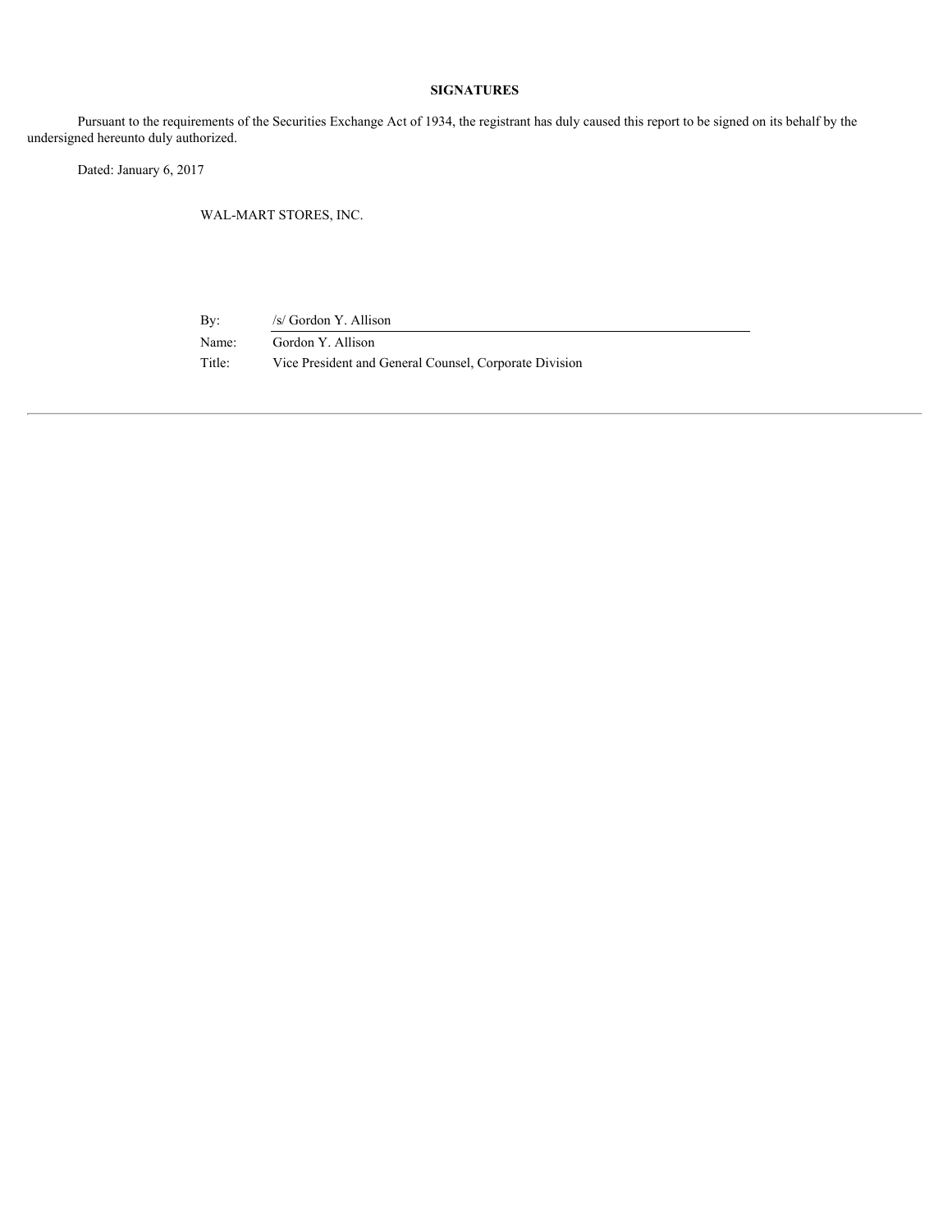## SIGNATURES

Pursuant to the requirements of the Securities Exchange Act of 1934, the registrant has duly caused this report to be signed on its behalf by the undersigned hereunto duly authorized.

Dated: January 6, 2017

WAL-MART STORES, INC.

| | |
|---|---|
| By: | /s/ Gordon Y. Allison |
| Name: | Gordon Y. Allison |
| Title: | Vice President and General Counsel, Corporate Division |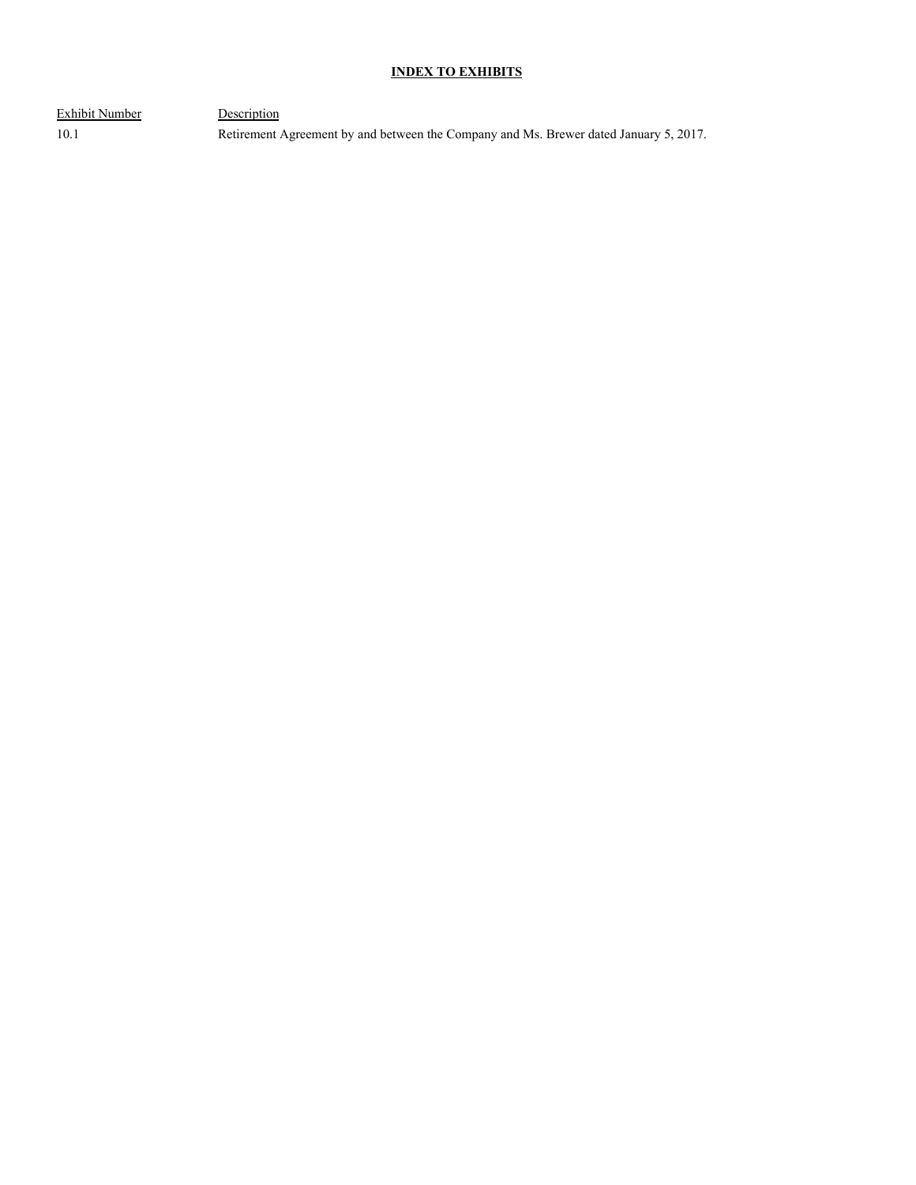## INDEX TO EXHIBITS

| Exhibit Number | Description |
| --- | --- |
| 10.1 | Retirement Agreement by and between the Company and Ms. Brewer dated January 5, 2017. |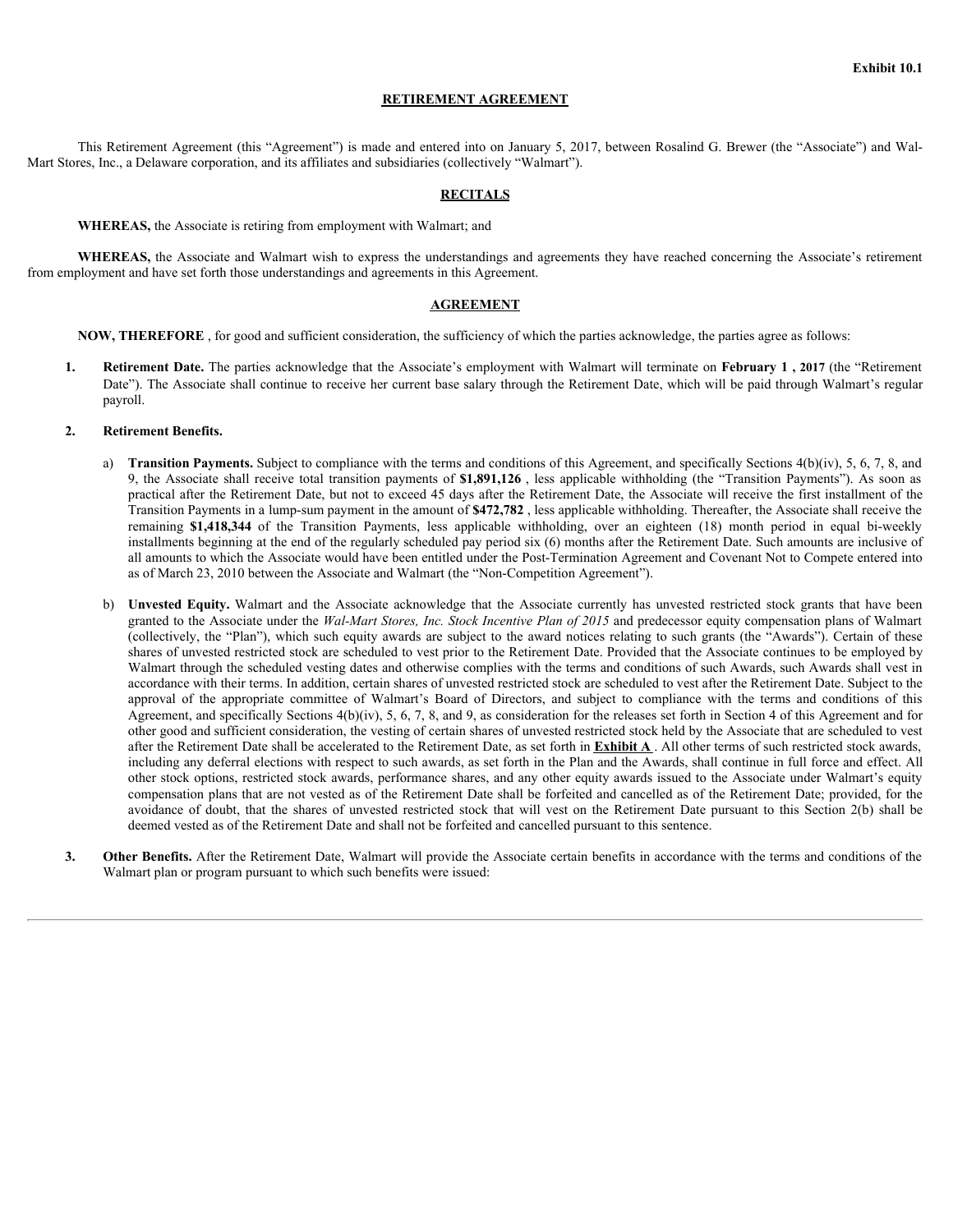Exhibit 10.1

# RETIREMENT AGREEMENT

This Retirement Agreement (this "Agreement") is made and entered into on January 5, 2017, between Rosalind G. Brewer (the "Associate") and Wal-Mart Stores, Inc., a Delaware corporation, and its affiliates and subsidiaries (collectively "Walmart").

## RECITALS

**WHEREAS,** the Associate is retiring from employment with Walmart; and

**WHEREAS,** the Associate and Walmart wish to express the understandings and agreements they have reached concerning the Associate's retirement from employment and have set forth those understandings and agreements in this Agreement.

## AGREEMENT

**NOW, THEREFORE** , for good and sufficient consideration, the sufficiency of which the parties acknowledge, the parties agree as follows:

1. **Retirement Date.** The parties acknowledge that the Associate's employment with Walmart will terminate on **February 1 , 2017** (the "Retirement Date"). The Associate shall continue to receive her current base salary through the Retirement Date, which will be paid through Walmart's regular payroll.

2. **Retirement Benefits.**

   a) **Transition Payments.** Subject to compliance with the terms and conditions of this Agreement, and specifically Sections 4(b)(iv), 5, 6, 7, 8, and 9, the Associate shall receive total transition payments of **$1,891,126** , less applicable withholding (the "Transition Payments"). As soon as practical after the Retirement Date, but not to exceed 45 days after the Retirement Date, the Associate will receive the first installment of the Transition Payments in a lump-sum payment in the amount of **$472,782** , less applicable withholding. Thereafter, the Associate shall receive the remaining **$1,418,344** of the Transition Payments, less applicable withholding, over an eighteen (18) month period in equal bi-weekly installments beginning at the end of the regularly scheduled pay period six (6) months after the Retirement Date. Such amounts are inclusive of all amounts to which the Associate would have been entitled under the Post-Termination Agreement and Covenant Not to Compete entered into as of March 23, 2010 between the Associate and Walmart (the "Non-Competition Agreement").

   b) **Unvested Equity.** Walmart and the Associate acknowledge that the Associate currently has unvested restricted stock grants that have been granted to the Associate under the *Wal-Mart Stores, Inc. Stock Incentive Plan of 2015* and predecessor equity compensation plans of Walmart (collectively, the "Plan"), which such equity awards are subject to the award notices relating to such grants (the "Awards"). Certain of these shares of unvested restricted stock are scheduled to vest prior to the Retirement Date. Provided that the Associate continues to be employed by Walmart through the scheduled vesting dates and otherwise complies with the terms and conditions of such Awards, such Awards shall vest in accordance with their terms. In addition, certain shares of unvested restricted stock are scheduled to vest after the Retirement Date. Subject to the approval of the appropriate committee of Walmart's Board of Directors, and subject to compliance with the terms and conditions of this Agreement, and specifically Sections 4(b)(iv), 5, 6, 7, 8, and 9, as consideration for the releases set forth in Section 4 of this Agreement and for other good and sufficient consideration, the vesting of certain shares of unvested restricted stock held by the Associate that are scheduled to vest after the Retirement Date shall be accelerated to the Retirement Date, as set forth in **Exhibit A** . All other terms of such restricted stock awards, including any deferral elections with respect to such awards, as set forth in the Plan and the Awards, shall continue in full force and effect. All other stock options, restricted stock awards, performance shares, and any other equity awards issued to the Associate under Walmart's equity compensation plans that are not vested as of the Retirement Date shall be forfeited and cancelled as of the Retirement Date; provided, for the avoidance of doubt, that the shares of unvested restricted stock that will vest on the Retirement Date pursuant to this Section 2(b) shall be deemed vested as of the Retirement Date and shall not be forfeited and cancelled pursuant to this sentence.

3. **Other Benefits.** After the Retirement Date, Walmart will provide the Associate certain benefits in accordance with the terms and conditions of the Walmart plan or program pursuant to which such benefits were issued: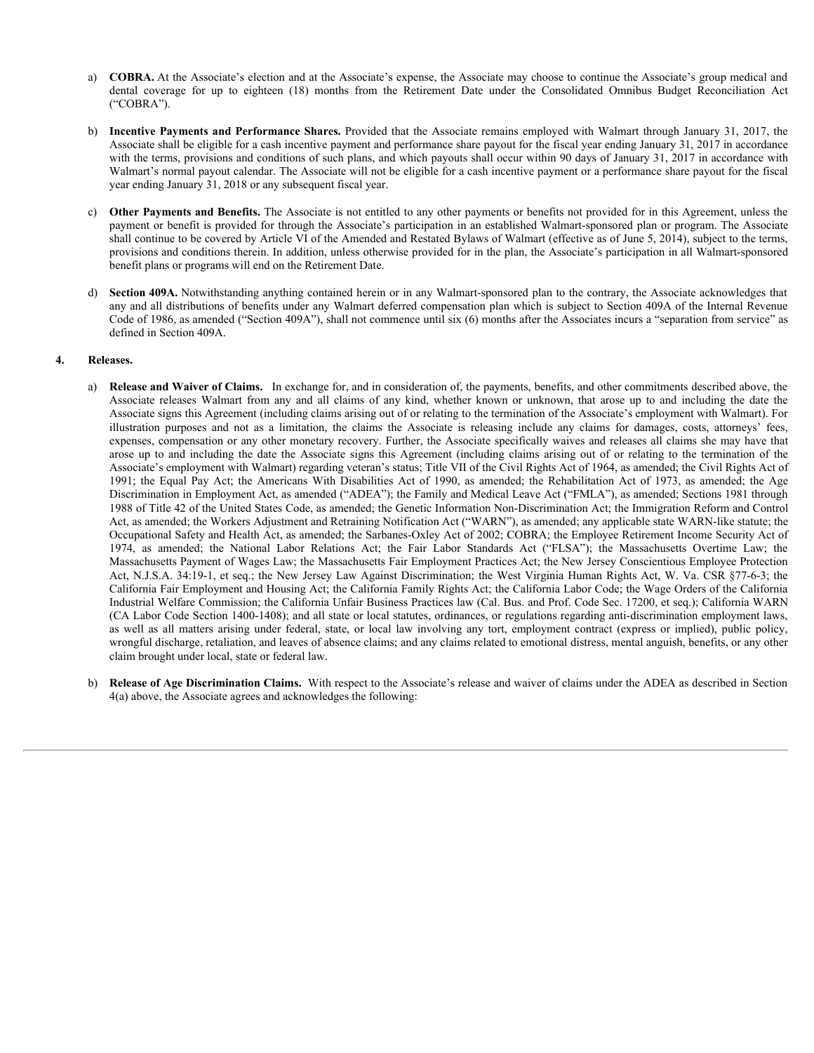a) **COBRA.** At the Associate's election and at the Associate's expense, the Associate may choose to continue the Associate's group medical and dental coverage for up to eighteen (18) months from the Retirement Date under the Consolidated Omnibus Budget Reconciliation Act ("COBRA").

b) **Incentive Payments and Performance Shares.** Provided that the Associate remains employed with Walmart through January 31, 2017, the Associate shall be eligible for a cash incentive payment and performance share payout for the fiscal year ending January 31, 2017 in accordance with the terms, provisions and conditions of such plans, and which payouts shall occur within 90 days of January 31, 2017 in accordance with Walmart's normal payout calendar. The Associate will not be eligible for a cash incentive payment or a performance share payout for the fiscal year ending January 31, 2018 or any subsequent fiscal year.

c) **Other Payments and Benefits.** The Associate is not entitled to any other payments or benefits not provided for in this Agreement, unless the payment or benefit is provided for through the Associate's participation in an established Walmart-sponsored plan or program. The Associate shall continue to be covered by Article VI of the Amended and Restated Bylaws of Walmart (effective as of June 5, 2014), subject to the terms, provisions and conditions therein. In addition, unless otherwise provided for in the plan, the Associate's participation in all Walmart-sponsored benefit plans or programs will end on the Retirement Date.

d) **Section 409A.** Notwithstanding anything contained herein or in any Walmart-sponsored plan to the contrary, the Associate acknowledges that any and all distributions of benefits under any Walmart deferred compensation plan which is subject to Section 409A of the Internal Revenue Code of 1986, as amended ("Section 409A"), shall not commence until six (6) months after the Associates incurs a "separation from service" as defined in Section 409A.

**4. Releases.**

a) **Release and Waiver of Claims.** In exchange for, and in consideration of, the payments, benefits, and other commitments described above, the Associate releases Walmart from any and all claims of any kind, whether known or unknown, that arose up to and including the date the Associate signs this Agreement (including claims arising out of or relating to the termination of the Associate's employment with Walmart). For illustration purposes and not as a limitation, the claims the Associate is releasing include any claims for damages, costs, attorneys' fees, expenses, compensation or any other monetary recovery. Further, the Associate specifically waives and releases all claims she may have that arose up to and including the date the Associate signs this Agreement (including claims arising out of or relating to the termination of the Associate's employment with Walmart) regarding veteran's status; Title VII of the Civil Rights Act of 1964, as amended; the Civil Rights Act of 1991; the Equal Pay Act; the Americans With Disabilities Act of 1990, as amended; the Rehabilitation Act of 1973, as amended; the Age Discrimination in Employment Act, as amended ("ADEA"); the Family and Medical Leave Act ("FMLA"), as amended; Sections 1981 through 1988 of Title 42 of the United States Code, as amended; the Genetic Information Non-Discrimination Act; the Immigration Reform and Control Act, as amended; the Workers Adjustment and Retraining Notification Act ("WARN"), as amended; any applicable state WARN-like statute; the Occupational Safety and Health Act, as amended; the Sarbanes-Oxley Act of 2002; COBRA; the Employee Retirement Income Security Act of 1974, as amended; the National Labor Relations Act; the Fair Labor Standards Act ("FLSA"); the Massachusetts Overtime Law; the Massachusetts Payment of Wages Law; the Massachusetts Fair Employment Practices Act; the New Jersey Conscientious Employee Protection Act, N.J.S.A. 34:19-1, et seq.; the New Jersey Law Against Discrimination; the West Virginia Human Rights Act, W. Va. CSR §77-6-3; the California Fair Employment and Housing Act; the California Family Rights Act; the California Labor Code; the Wage Orders of the California Industrial Welfare Commission; the California Unfair Business Practices law (Cal. Bus. and Prof. Code Sec. 17200, et seq.); California WARN (CA Labor Code Section 1400-1408); and all state or local statutes, ordinances, or regulations regarding anti-discrimination employment laws, as well as all matters arising under federal, state, or local law involving any tort, employment contract (express or implied), public policy, wrongful discharge, retaliation, and leaves of absence claims; and any claims related to emotional distress, mental anguish, benefits, or any other claim brought under local, state or federal law.

b) **Release of Age Discrimination Claims.** With respect to the Associate's release and waiver of claims under the ADEA as described in Section 4(a) above, the Associate agrees and acknowledges the following: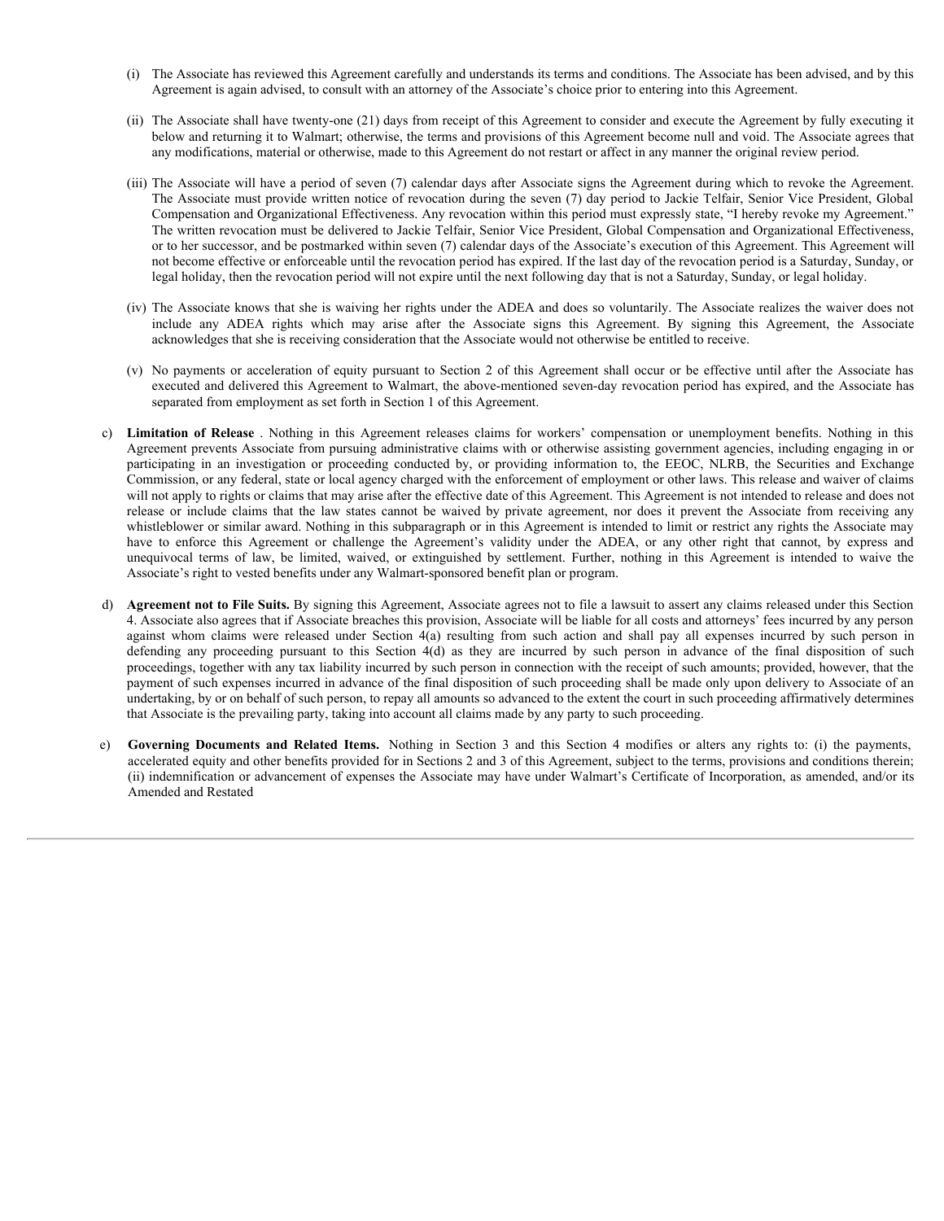(i) The Associate has reviewed this Agreement carefully and understands its terms and conditions. The Associate has been advised, and by this Agreement is again advised, to consult with an attorney of the Associate's choice prior to entering into this Agreement.

(ii) The Associate shall have twenty-one (21) days from receipt of this Agreement to consider and execute the Agreement by fully executing it below and returning it to Walmart; otherwise, the terms and provisions of this Agreement become null and void. The Associate agrees that any modifications, material or otherwise, made to this Agreement do not restart or affect in any manner the original review period.

(iii) The Associate will have a period of seven (7) calendar days after Associate signs the Agreement during which to revoke the Agreement. The Associate must provide written notice of revocation during the seven (7) day period to Jackie Telfair, Senior Vice President, Global Compensation and Organizational Effectiveness. Any revocation within this period must expressly state, "I hereby revoke my Agreement." The written revocation must be delivered to Jackie Telfair, Senior Vice President, Global Compensation and Organizational Effectiveness, or to her successor, and be postmarked within seven (7) calendar days of the Associate's execution of this Agreement. This Agreement will not become effective or enforceable until the revocation period has expired. If the last day of the revocation period is a Saturday, Sunday, or legal holiday, then the revocation period will not expire until the next following day that is not a Saturday, Sunday, or legal holiday.

(iv) The Associate knows that she is waiving her rights under the ADEA and does so voluntarily. The Associate realizes the waiver does not include any ADEA rights which may arise after the Associate signs this Agreement. By signing this Agreement, the Associate acknowledges that she is receiving consideration that the Associate would not otherwise be entitled to receive.

(v) No payments or acceleration of equity pursuant to Section 2 of this Agreement shall occur or be effective until after the Associate has executed and delivered this Agreement to Walmart, the above-mentioned seven-day revocation period has expired, and the Associate has separated from employment as set forth in Section 1 of this Agreement.

c) **Limitation of Release** . Nothing in this Agreement releases claims for workers' compensation or unemployment benefits. Nothing in this Agreement prevents Associate from pursuing administrative claims with or otherwise assisting government agencies, including engaging in or participating in an investigation or proceeding conducted by, or providing information to, the EEOC, NLRB, the Securities and Exchange Commission, or any federal, state or local agency charged with the enforcement of employment or other laws. This release and waiver of claims will not apply to rights or claims that may arise after the effective date of this Agreement. This Agreement is not intended to release and does not release or include claims that the law states cannot be waived by private agreement, nor does it prevent the Associate from receiving any whistleblower or similar award. Nothing in this subparagraph or in this Agreement is intended to limit or restrict any rights the Associate may have to enforce this Agreement or challenge the Agreement's validity under the ADEA, or any other right that cannot, by express and unequivocal terms of law, be limited, waived, or extinguished by settlement. Further, nothing in this Agreement is intended to waive the Associate's right to vested benefits under any Walmart-sponsored benefit plan or program.

d) **Agreement not to File Suits.** By signing this Agreement, Associate agrees not to file a lawsuit to assert any claims released under this Section 4. Associate also agrees that if Associate breaches this provision, Associate will be liable for all costs and attorneys' fees incurred by any person against whom claims were released under Section 4(a) resulting from such action and shall pay all expenses incurred by such person in defending any proceeding pursuant to this Section 4(d) as they are incurred by such person in advance of the final disposition of such proceedings, together with any tax liability incurred by such person in connection with the receipt of such amounts; provided, however, that the payment of such expenses incurred in advance of the final disposition of such proceeding shall be made only upon delivery to Associate of an undertaking, by or on behalf of such person, to repay all amounts so advanced to the extent the court in such proceeding affirmatively determines that Associate is the prevailing party, taking into account all claims made by any party to such proceeding.

e) **Governing Documents and Related Items.** Nothing in Section 3 and this Section 4 modifies or alters any rights to: (i) the payments, accelerated equity and other benefits provided for in Sections 2 and 3 of this Agreement, subject to the terms, provisions and conditions therein; (ii) indemnification or advancement of expenses the Associate may have under Walmart's Certificate of Incorporation, as amended, and/or its Amended and Restated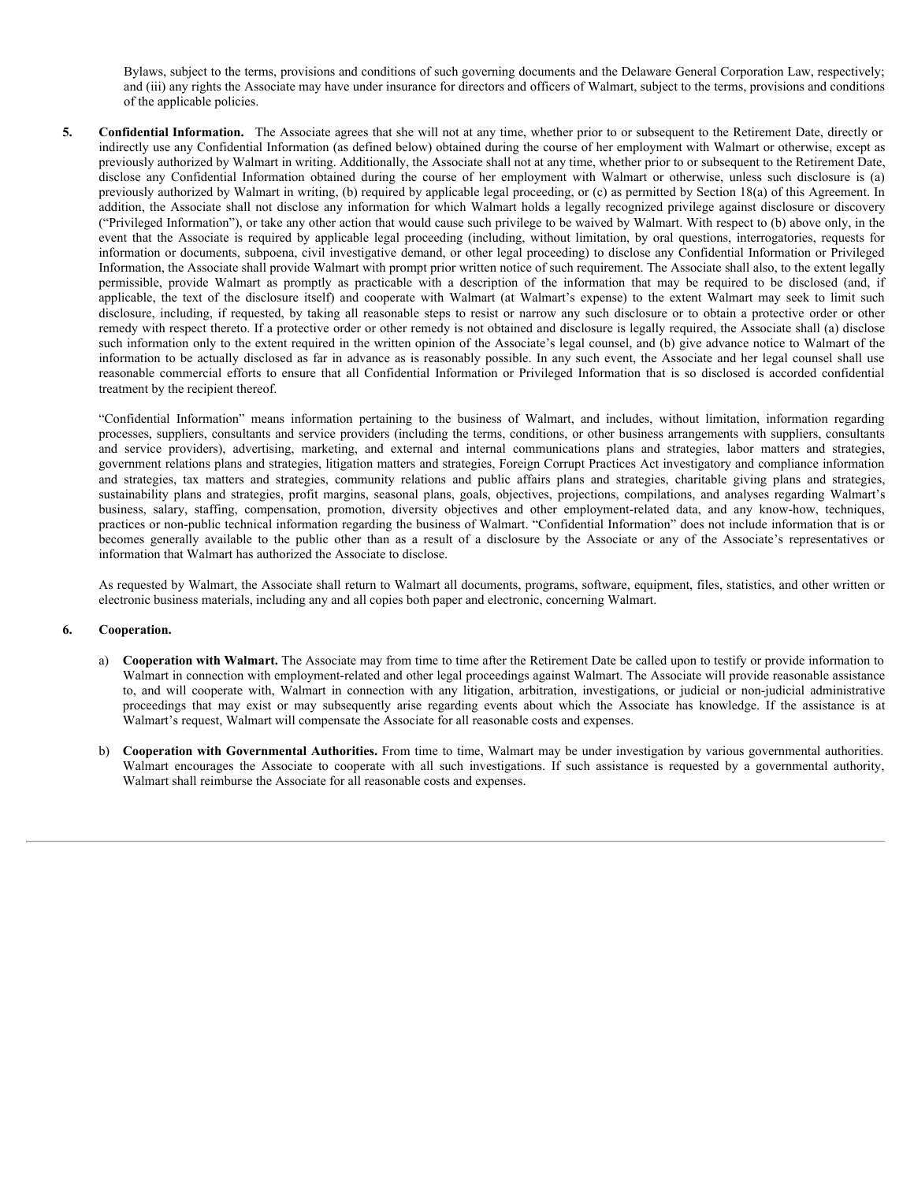Bylaws, subject to the terms, provisions and conditions of such governing documents and the Delaware General Corporation Law, respectively; and (iii) any rights the Associate may have under insurance for directors and officers of Walmart, subject to the terms, provisions and conditions of the applicable policies.

5. **Confidential Information.** The Associate agrees that she will not at any time, whether prior to or subsequent to the Retirement Date, directly or indirectly use any Confidential Information (as defined below) obtained during the course of her employment with Walmart or otherwise, except as previously authorized by Walmart in writing. Additionally, the Associate shall not at any time, whether prior to or subsequent to the Retirement Date, disclose any Confidential Information obtained during the course of her employment with Walmart or otherwise, unless such disclosure is (a) previously authorized by Walmart in writing, (b) required by applicable legal proceeding, or (c) as permitted by Section 18(a) of this Agreement. In addition, the Associate shall not disclose any information for which Walmart holds a legally recognized privilege against disclosure or discovery ("Privileged Information"), or take any other action that would cause such privilege to be waived by Walmart. With respect to (b) above only, in the event that the Associate is required by applicable legal proceeding (including, without limitation, by oral questions, interrogatories, requests for information or documents, subpoena, civil investigative demand, or other legal proceeding) to disclose any Confidential Information or Privileged Information, the Associate shall provide Walmart with prompt prior written notice of such requirement. The Associate shall also, to the extent legally permissible, provide Walmart as promptly as practicable with a description of the information that may be required to be disclosed (and, if applicable, the text of the disclosure itself) and cooperate with Walmart (at Walmart's expense) to the extent Walmart may seek to limit such disclosure, including, if requested, by taking all reasonable steps to resist or narrow any such disclosure or to obtain a protective order or other remedy with respect thereto. If a protective order or other remedy is not obtained and disclosure is legally required, the Associate shall (a) disclose such information only to the extent required in the written opinion of the Associate's legal counsel, and (b) give advance notice to Walmart of the information to be actually disclosed as far in advance as is reasonably possible. In any such event, the Associate and her legal counsel shall use reasonable commercial efforts to ensure that all Confidential Information or Privileged Information that is so disclosed is accorded confidential treatment by the recipient thereof.

   "Confidential Information" means information pertaining to the business of Walmart, and includes, without limitation, information regarding processes, suppliers, consultants and service providers (including the terms, conditions, or other business arrangements with suppliers, consultants and service providers), advertising, marketing, and external and internal communications plans and strategies, labor matters and strategies, government relations plans and strategies, litigation matters and strategies, Foreign Corrupt Practices Act investigatory and compliance information and strategies, tax matters and strategies, community relations and public affairs plans and strategies, charitable giving plans and strategies, sustainability plans and strategies, profit margins, seasonal plans, goals, objectives, projections, compilations, and analyses regarding Walmart's business, salary, staffing, compensation, promotion, diversity objectives and other employment-related data, and any know-how, techniques, practices or non-public technical information regarding the business of Walmart. "Confidential Information" does not include information that is or becomes generally available to the public other than as a result of a disclosure by the Associate or any of the Associate's representatives or information that Walmart has authorized the Associate to disclose.

   As requested by Walmart, the Associate shall return to Walmart all documents, programs, software, equipment, files, statistics, and other written or electronic business materials, including any and all copies both paper and electronic, concerning Walmart.

6. **Cooperation.**

   a) **Cooperation with Walmart.** The Associate may from time to time after the Retirement Date be called upon to testify or provide information to Walmart in connection with employment-related and other legal proceedings against Walmart. The Associate will provide reasonable assistance to, and will cooperate with, Walmart in connection with any litigation, arbitration, investigations, or judicial or non-judicial administrative proceedings that may exist or may subsequently arise regarding events about which the Associate has knowledge. If the assistance is at Walmart's request, Walmart will compensate the Associate for all reasonable costs and expenses.

   b) **Cooperation with Governmental Authorities.** From time to time, Walmart may be under investigation by various governmental authorities. Walmart encourages the Associate to cooperate with all such investigations. If such assistance is requested by a governmental authority, Walmart shall reimburse the Associate for all reasonable costs and expenses.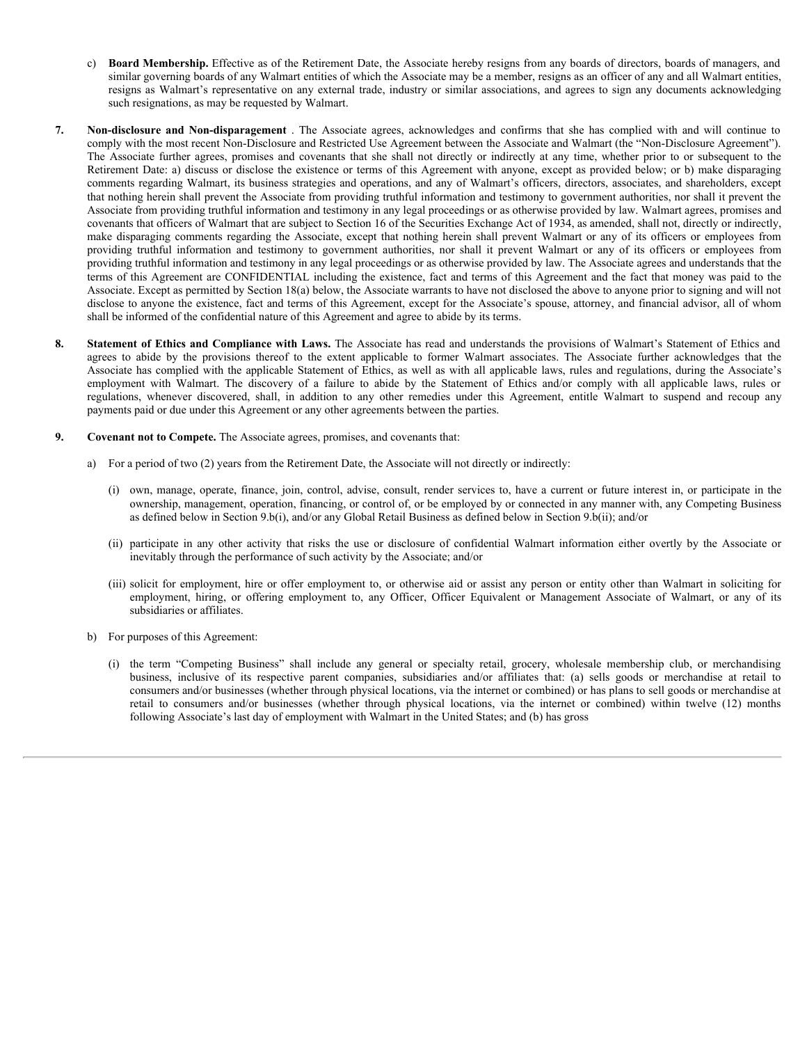c) **Board Membership.** Effective as of the Retirement Date, the Associate hereby resigns from any boards of directors, boards of managers, and similar governing boards of any Walmart entities of which the Associate may be a member, resigns as an officer of any and all Walmart entities, resigns as Walmart's representative on any external trade, industry or similar associations, and agrees to sign any documents acknowledging such resignations, as may be requested by Walmart.

**7. Non-disclosure and Non-disparagement** . The Associate agrees, acknowledges and confirms that she has complied with and will continue to comply with the most recent Non-Disclosure and Restricted Use Agreement between the Associate and Walmart (the "Non-Disclosure Agreement"). The Associate further agrees, promises and covenants that she shall not directly or indirectly at any time, whether prior to or subsequent to the Retirement Date: a) discuss or disclose the existence or terms of this Agreement with anyone, except as provided below; or b) make disparaging comments regarding Walmart, its business strategies and operations, and any of Walmart's officers, directors, associates, and shareholders, except that nothing herein shall prevent the Associate from providing truthful information and testimony to government authorities, nor shall it prevent the Associate from providing truthful information and testimony in any legal proceedings or as otherwise provided by law. Walmart agrees, promises and covenants that officers of Walmart that are subject to Section 16 of the Securities Exchange Act of 1934, as amended, shall not, directly or indirectly, make disparaging comments regarding the Associate, except that nothing herein shall prevent Walmart or any of its officers or employees from providing truthful information and testimony to government authorities, nor shall it prevent Walmart or any of its officers or employees from providing truthful information and testimony in any legal proceedings or as otherwise provided by law. The Associate agrees and understands that the terms of this Agreement are CONFIDENTIAL including the existence, fact and terms of this Agreement and the fact that money was paid to the Associate. Except as permitted by Section 18(a) below, the Associate warrants to have not disclosed the above to anyone prior to signing and will not disclose to anyone the existence, fact and terms of this Agreement, except for the Associate's spouse, attorney, and financial advisor, all of whom shall be informed of the confidential nature of this Agreement and agree to abide by its terms.

**8. Statement of Ethics and Compliance with Laws.** The Associate has read and understands the provisions of Walmart's Statement of Ethics and agrees to abide by the provisions thereof to the extent applicable to former Walmart associates. The Associate further acknowledges that the Associate has complied with the applicable Statement of Ethics, as well as with all applicable laws, rules and regulations, during the Associate's employment with Walmart. The discovery of a failure to abide by the Statement of Ethics and/or comply with all applicable laws, rules or regulations, whenever discovered, shall, in addition to any other remedies under this Agreement, entitle Walmart to suspend and recoup any payments paid or due under this Agreement or any other agreements between the parties.

**9. Covenant not to Compete.** The Associate agrees, promises, and covenants that:

a) For a period of two (2) years from the Retirement Date, the Associate will not directly or indirectly:

(i) own, manage, operate, finance, join, control, advise, consult, render services to, have a current or future interest in, or participate in the ownership, management, operation, financing, or control of, or be employed by or connected in any manner with, any Competing Business as defined below in Section 9.b(i), and/or any Global Retail Business as defined below in Section 9.b(ii); and/or

(ii) participate in any other activity that risks the use or disclosure of confidential Walmart information either overtly by the Associate or inevitably through the performance of such activity by the Associate; and/or

(iii) solicit for employment, hire or offer employment to, or otherwise aid or assist any person or entity other than Walmart in soliciting for employment, hiring, or offering employment to, any Officer, Officer Equivalent or Management Associate of Walmart, or any of its subsidiaries or affiliates.

b) For purposes of this Agreement:

(i) the term "Competing Business" shall include any general or specialty retail, grocery, wholesale membership club, or merchandising business, inclusive of its respective parent companies, subsidiaries and/or affiliates that: (a) sells goods or merchandise at retail to consumers and/or businesses (whether through physical locations, via the internet or combined) or has plans to sell goods or merchandise at retail to consumers and/or businesses (whether through physical locations, via the internet or combined) within twelve (12) months following Associate's last day of employment with Walmart in the United States; and (b) has gross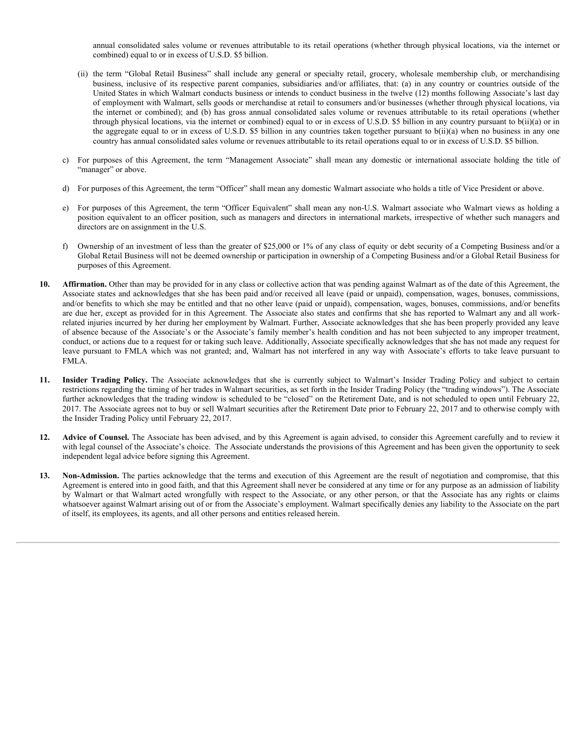annual consolidated sales volume or revenues attributable to its retail operations (whether through physical locations, via the internet or combined) equal to or in excess of U.S.D. $5 billion.

(ii) the term "Global Retail Business" shall include any general or specialty retail, grocery, wholesale membership club, or merchandising business, inclusive of its respective parent companies, subsidiaries and/or affiliates, that: (a) in any country or countries outside of the United States in which Walmart conducts business or intends to conduct business in the twelve (12) months following Associate's last day of employment with Walmart, sells goods or merchandise at retail to consumers and/or businesses (whether through physical locations, via the internet or combined); and (b) has gross annual consolidated sales volume or revenues attributable to its retail operations (whether through physical locations, via the internet or combined) equal to or in excess of U.S.D. $5 billion in any country pursuant to b(ii)(a) or in the aggregate equal to or in excess of U.S.D. $5 billion in any countries taken together pursuant to b(ii)(a) when no business in any one country has annual consolidated sales volume or revenues attributable to its retail operations equal to or in excess of U.S.D. $5 billion.

c) For purposes of this Agreement, the term "Management Associate" shall mean any domestic or international associate holding the title of "manager" or above.

d) For purposes of this Agreement, the term "Officer" shall mean any domestic Walmart associate who holds a title of Vice President or above.

e) For purposes of this Agreement, the term "Officer Equivalent" shall mean any non-U.S. Walmart associate who Walmart views as holding a position equivalent to an officer position, such as managers and directors in international markets, irrespective of whether such managers and directors are on assignment in the U.S.

f) Ownership of an investment of less than the greater of $25,000 or 1% of any class of equity or debt security of a Competing Business and/or a Global Retail Business will not be deemed ownership or participation in ownership of a Competing Business and/or a Global Retail Business for purposes of this Agreement.

**10. Affirmation.** Other than may be provided for in any class or collective action that was pending against Walmart as of the date of this Agreement, the Associate states and acknowledges that she has been paid and/or received all leave (paid or unpaid), compensation, wages, bonuses, commissions, and/or benefits to which she may be entitled and that no other leave (paid or unpaid), compensation, wages, bonuses, commissions, and/or benefits are due her, except as provided for in this Agreement. The Associate also states and confirms that she has reported to Walmart any and all work-related injuries incurred by her during her employment by Walmart. Further, Associate acknowledges that she has been properly provided any leave of absence because of the Associate's or the Associate's family member's health condition and has not been subjected to any improper treatment, conduct, or actions due to a request for or taking such leave. Additionally, Associate specifically acknowledges that she has not made any request for leave pursuant to FMLA which was not granted; and, Walmart has not interfered in any way with Associate's efforts to take leave pursuant to FMLA.

**11. Insider Trading Policy.** The Associate acknowledges that she is currently subject to Walmart's Insider Trading Policy and subject to certain restrictions regarding the timing of her trades in Walmart securities, as set forth in the Insider Trading Policy (the "trading windows"). The Associate further acknowledges that the trading window is scheduled to be "closed" on the Retirement Date, and is not scheduled to open until February 22, 2017. The Associate agrees not to buy or sell Walmart securities after the Retirement Date prior to February 22, 2017 and to otherwise comply with the Insider Trading Policy until February 22, 2017.

**12. Advice of Counsel.** The Associate has been advised, and by this Agreement is again advised, to consider this Agreement carefully and to review it with legal counsel of the Associate's choice. The Associate understands the provisions of this Agreement and has been given the opportunity to seek independent legal advice before signing this Agreement.

**13. Non-Admission.** The parties acknowledge that the terms and execution of this Agreement are the result of negotiation and compromise, that this Agreement is entered into in good faith, and that this Agreement shall never be considered at any time or for any purpose as an admission of liability by Walmart or that Walmart acted wrongfully with respect to the Associate, or any other person, or that the Associate has any rights or claims whatsoever against Walmart arising out of or from the Associate's employment. Walmart specifically denies any liability to the Associate on the part of itself, its employees, its agents, and all other persons and entities released herein.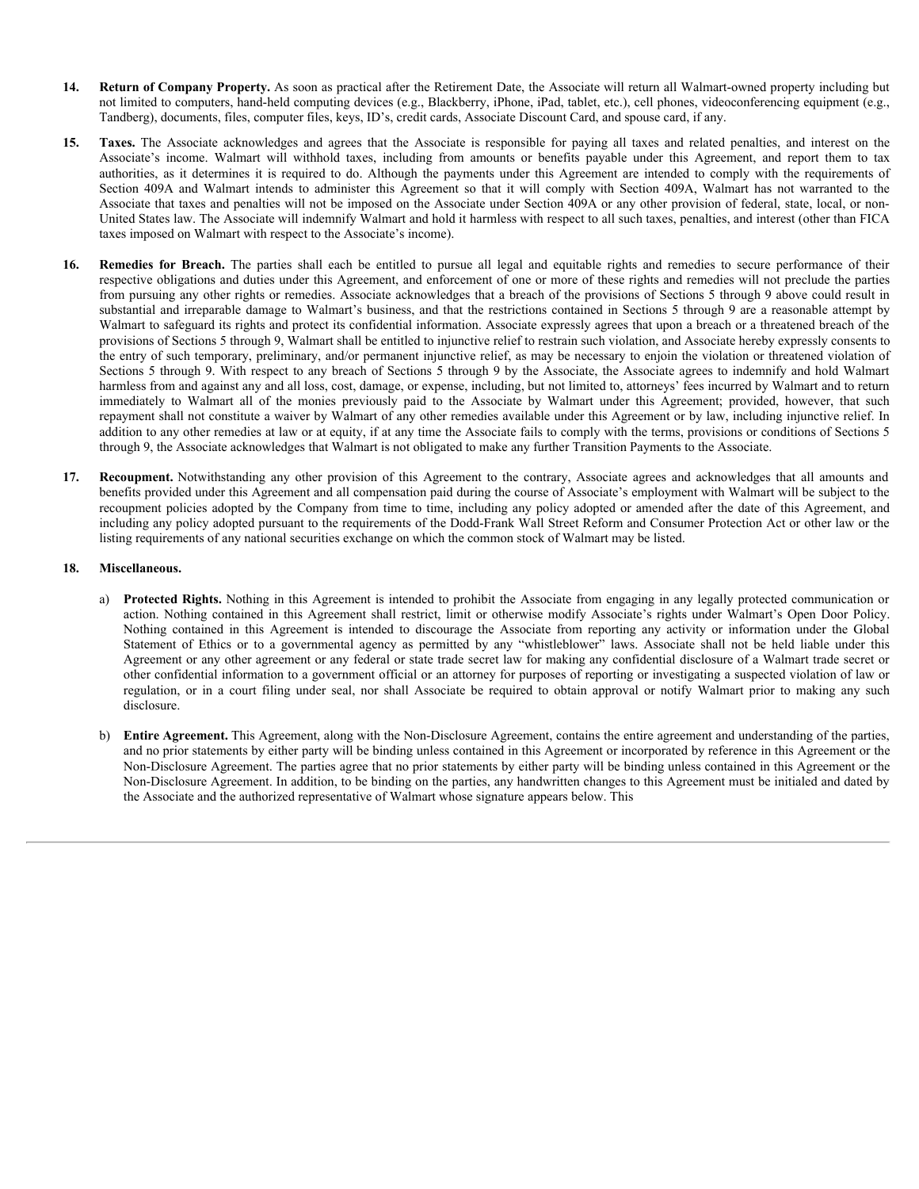14. **Return of Company Property.** As soon as practical after the Retirement Date, the Associate will return all Walmart-owned property including but not limited to computers, hand-held computing devices (e.g., Blackberry, iPhone, iPad, tablet, etc.), cell phones, videoconferencing equipment (e.g., Tandberg), documents, files, computer files, keys, ID's, credit cards, Associate Discount Card, and spouse card, if any.

15. **Taxes.** The Associate acknowledges and agrees that the Associate is responsible for paying all taxes and related penalties, and interest on the Associate's income. Walmart will withhold taxes, including from amounts or benefits payable under this Agreement, and report them to tax authorities, as it determines it is required to do. Although the payments under this Agreement are intended to comply with the requirements of Section 409A and Walmart intends to administer this Agreement so that it will comply with Section 409A, Walmart has not warranted to the Associate that taxes and penalties will not be imposed on the Associate under Section 409A or any other provision of federal, state, local, or non-United States law. The Associate will indemnify Walmart and hold it harmless with respect to all such taxes, penalties, and interest (other than FICA taxes imposed on Walmart with respect to the Associate's income).

16. **Remedies for Breach.** The parties shall each be entitled to pursue all legal and equitable rights and remedies to secure performance of their respective obligations and duties under this Agreement, and enforcement of one or more of these rights and remedies will not preclude the parties from pursuing any other rights or remedies. Associate acknowledges that a breach of the provisions of Sections 5 through 9 above could result in substantial and irreparable damage to Walmart's business, and that the restrictions contained in Sections 5 through 9 are a reasonable attempt by Walmart to safeguard its rights and protect its confidential information. Associate expressly agrees that upon a breach or a threatened breach of the provisions of Sections 5 through 9, Walmart shall be entitled to injunctive relief to restrain such violation, and Associate hereby expressly consents to the entry of such temporary, preliminary, and/or permanent injunctive relief, as may be necessary to enjoin the violation or threatened violation of Sections 5 through 9. With respect to any breach of Sections 5 through 9 by the Associate, the Associate agrees to indemnify and hold Walmart harmless from and against any and all loss, cost, damage, or expense, including, but not limited to, attorneys' fees incurred by Walmart and to return immediately to Walmart all of the monies previously paid to the Associate by Walmart under this Agreement; provided, however, that such repayment shall not constitute a waiver by Walmart of any other remedies available under this Agreement or by law, including injunctive relief. In addition to any other remedies at law or at equity, if at any time the Associate fails to comply with the terms, provisions or conditions of Sections 5 through 9, the Associate acknowledges that Walmart is not obligated to make any further Transition Payments to the Associate.

17. **Recoupment.** Notwithstanding any other provision of this Agreement to the contrary, Associate agrees and acknowledges that all amounts and benefits provided under this Agreement and all compensation paid during the course of Associate's employment with Walmart will be subject to the recoupment policies adopted by the Company from time to time, including any policy adopted or amended after the date of this Agreement, and including any policy adopted pursuant to the requirements of the Dodd-Frank Wall Street Reform and Consumer Protection Act or other law or the listing requirements of any national securities exchange on which the common stock of Walmart may be listed.

18. **Miscellaneous.**

   a) **Protected Rights.** Nothing in this Agreement is intended to prohibit the Associate from engaging in any legally protected communication or action. Nothing contained in this Agreement shall restrict, limit or otherwise modify Associate's rights under Walmart's Open Door Policy. Nothing contained in this Agreement is intended to discourage the Associate from reporting any activity or information under the Global Statement of Ethics or to a governmental agency as permitted by any "whistleblower" laws. Associate shall not be held liable under this Agreement or any other agreement or any federal or state trade secret law for making any confidential disclosure of a Walmart trade secret or other confidential information to a government official or an attorney for purposes of reporting or investigating a suspected violation of law or regulation, or in a court filing under seal, nor shall Associate be required to obtain approval or notify Walmart prior to making any such disclosure.

   b) **Entire Agreement.** This Agreement, along with the Non-Disclosure Agreement, contains the entire agreement and understanding of the parties, and no prior statements by either party will be binding unless contained in this Agreement or incorporated by reference in this Agreement or the Non-Disclosure Agreement. The parties agree that no prior statements by either party will be binding unless contained in this Agreement or the Non-Disclosure Agreement. In addition, to be binding on the parties, any handwritten changes to this Agreement must be initialed and dated by the Associate and the authorized representative of Walmart whose signature appears below. This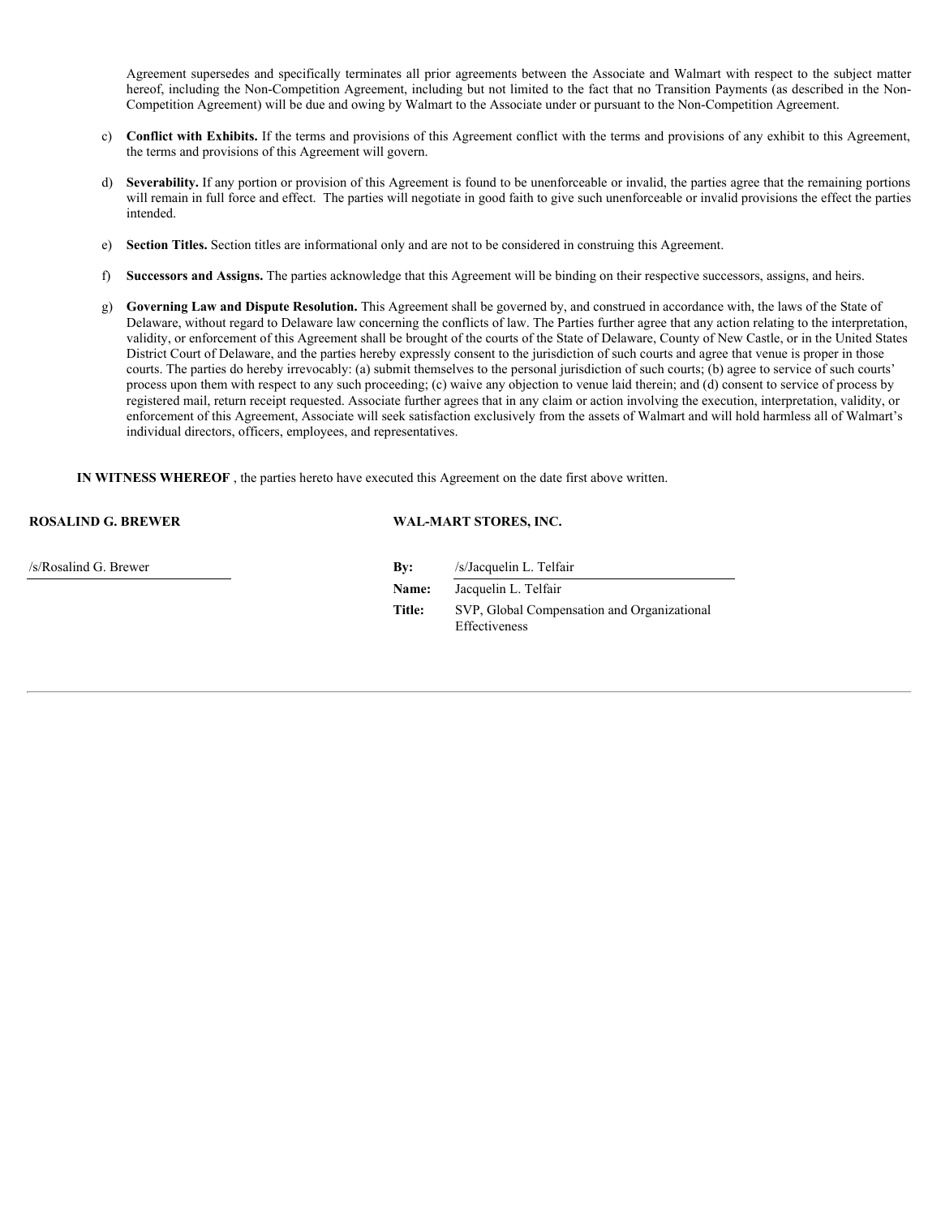Agreement supersedes and specifically terminates all prior agreements between the Associate and Walmart with respect to the subject matter hereof, including the Non-Competition Agreement, including but not limited to the fact that no Transition Payments (as described in the Non-Competition Agreement) will be due and owing by Walmart to the Associate under or pursuant to the Non-Competition Agreement.

c) **Conflict with Exhibits.** If the terms and provisions of this Agreement conflict with the terms and provisions of any exhibit to this Agreement, the terms and provisions of this Agreement will govern.

d) **Severability.** If any portion or provision of this Agreement is found to be unenforceable or invalid, the parties agree that the remaining portions will remain in full force and effect. The parties will negotiate in good faith to give such unenforceable or invalid provisions the effect the parties intended.

e) **Section Titles.** Section titles are informational only and are not to be considered in construing this Agreement.

f) **Successors and Assigns.** The parties acknowledge that this Agreement will be binding on their respective successors, assigns, and heirs.

g) **Governing Law and Dispute Resolution.** This Agreement shall be governed by, and construed in accordance with, the laws of the State of Delaware, without regard to Delaware law concerning the conflicts of law. The Parties further agree that any action relating to the interpretation, validity, or enforcement of this Agreement shall be brought of the courts of the State of Delaware, County of New Castle, or in the United States District Court of Delaware, and the parties hereby expressly consent to the jurisdiction of such courts and agree that venue is proper in those courts. The parties do hereby irrevocably: (a) submit themselves to the personal jurisdiction of such courts; (b) agree to service of such courts' process upon them with respect to any such proceeding; (c) waive any objection to venue laid therein; and (d) consent to service of process by registered mail, return receipt requested. Associate further agrees that in any claim or action involving the execution, interpretation, validity, or enforcement of this Agreement, Associate will seek satisfaction exclusively from the assets of Walmart and will hold harmless all of Walmart's individual directors, officers, employees, and representatives.

**IN WITNESS WHEREOF** , the parties hereto have executed this Agreement on the date first above written.

**ROSALIND G. BREWER**

/s/Rosalind G. Brewer

**WAL-MART STORES, INC.**

**By:** /s/Jacquelin L. Telfair

**Name:** Jacquelin L. Telfair

**Title:** SVP, Global Compensation and Organizational Effectiveness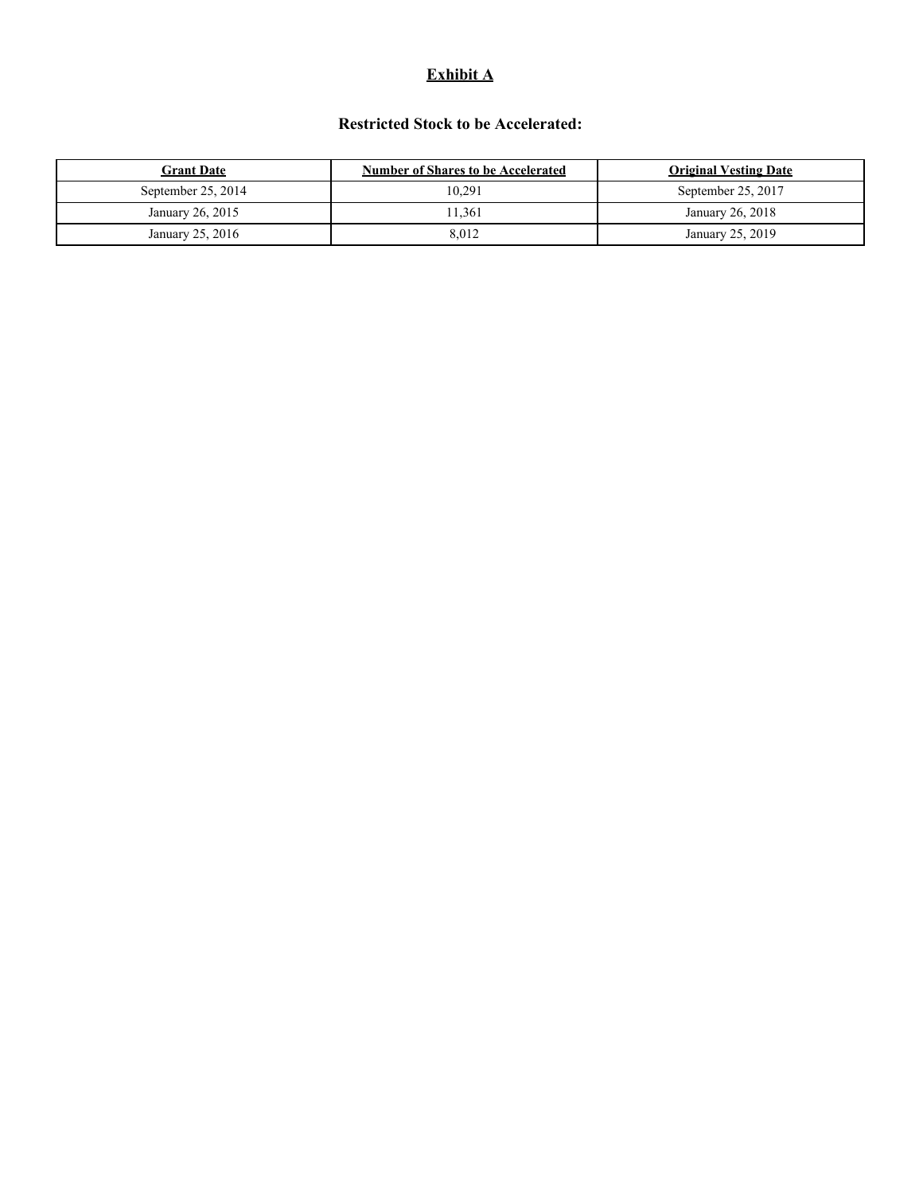# Exhibit A

## Restricted Stock to be Accelerated:

| Grant Date | Number of Shares to be Accelerated | Original Vesting Date |
| --- | --- | --- |
| September 25, 2014 | 10,291 | September 25, 2017 |
| January 26, 2015 | 11,361 | January 26, 2018 |
| January 25, 2016 | 8,012 | January 25, 2019 |